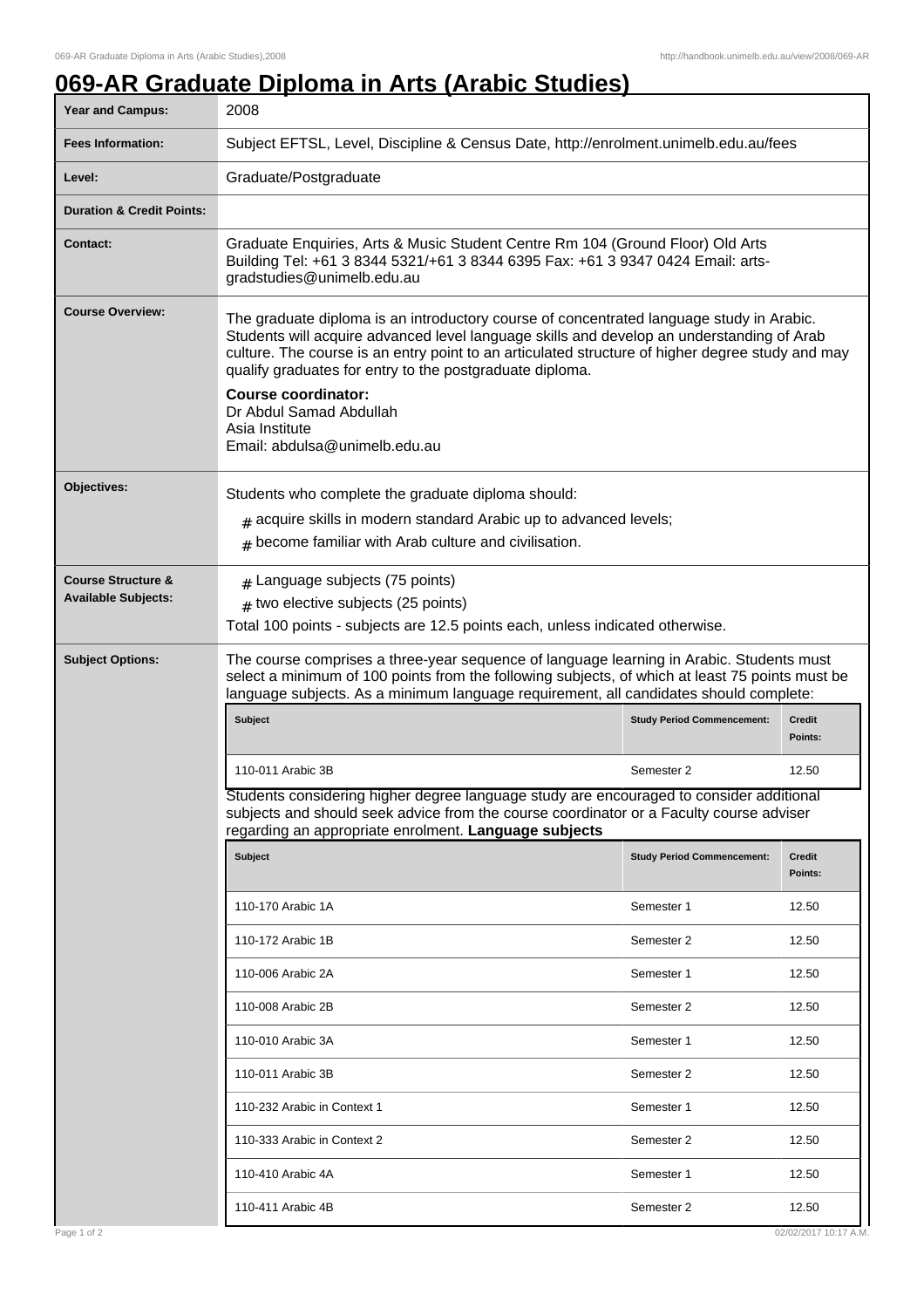# 069-AR Graduate Diploma in Arts (Arabic Studies)

| | |
|---|---|
| **Year and Campus:** | 2008 |
| **Fees Information:** | Subject EFTSL, Level, Discipline & Census Date, http://enrolment.unimelb.edu.au/fees |
| **Level:** | Graduate/Postgraduate |
| **Duration & Credit Points:** | |
| **Contact:** | Graduate Enquiries, Arts & Music Student Centre Rm 104 (Ground Floor) Old Arts Building Tel: +61 3 8344 5321/+61 3 8344 6395 Fax: +61 3 9347 0424 Email: arts-gradstudies@unimelb.edu.au |

**Course Overview:**

The graduate diploma is an introductory course of concentrated language study in Arabic. Students will acquire advanced level language skills and develop an understanding of Arab culture. The course is an entry point to an articulated structure of higher degree study and may qualify graduates for entry to the postgraduate diploma.

**Course coordinator:**
Dr Abdul Samad Abdullah
Asia Institute
Email: abdulsa@unimelb.edu.au

**Objectives:**

Students who complete the graduate diploma should:

- acquire skills in modern standard Arabic up to advanced levels;
- become familiar with Arab culture and civilisation.

**Course Structure & Available Subjects:**

- Language subjects (75 points)
- two elective subjects (25 points)

Total 100 points - subjects are 12.5 points each, unless indicated otherwise.

**Subject Options:**

The course comprises a three-year sequence of language learning in Arabic. Students must select a minimum of 100 points from the following subjects, of which at least 75 points must be language subjects. As a minimum language requirement, all candidates should complete:

| Subject | Study Period Commencement: | Credit Points: |
|---|---|---|
| 110-011 Arabic 3B | Semester 2 | 12.50 |

Students considering higher degree language study are encouraged to consider additional subjects and should seek advice from the course coordinator or a Faculty course adviser regarding an appropriate enrolment. **Language subjects**

| Subject | Study Period Commencement: | Credit Points: |
|---|---|---|
| 110-170 Arabic 1A | Semester 1 | 12.50 |
| 110-172 Arabic 1B | Semester 2 | 12.50 |
| 110-006 Arabic 2A | Semester 1 | 12.50 |
| 110-008 Arabic 2B | Semester 2 | 12.50 |
| 110-010 Arabic 3A | Semester 1 | 12.50 |
| 110-011 Arabic 3B | Semester 2 | 12.50 |
| 110-232 Arabic in Context 1 | Semester 1 | 12.50 |
| 110-333 Arabic in Context 2 | Semester 2 | 12.50 |
| 110-410 Arabic 4A | Semester 1 | 12.50 |
| 110-411 Arabic 4B | Semester 2 | 12.50 |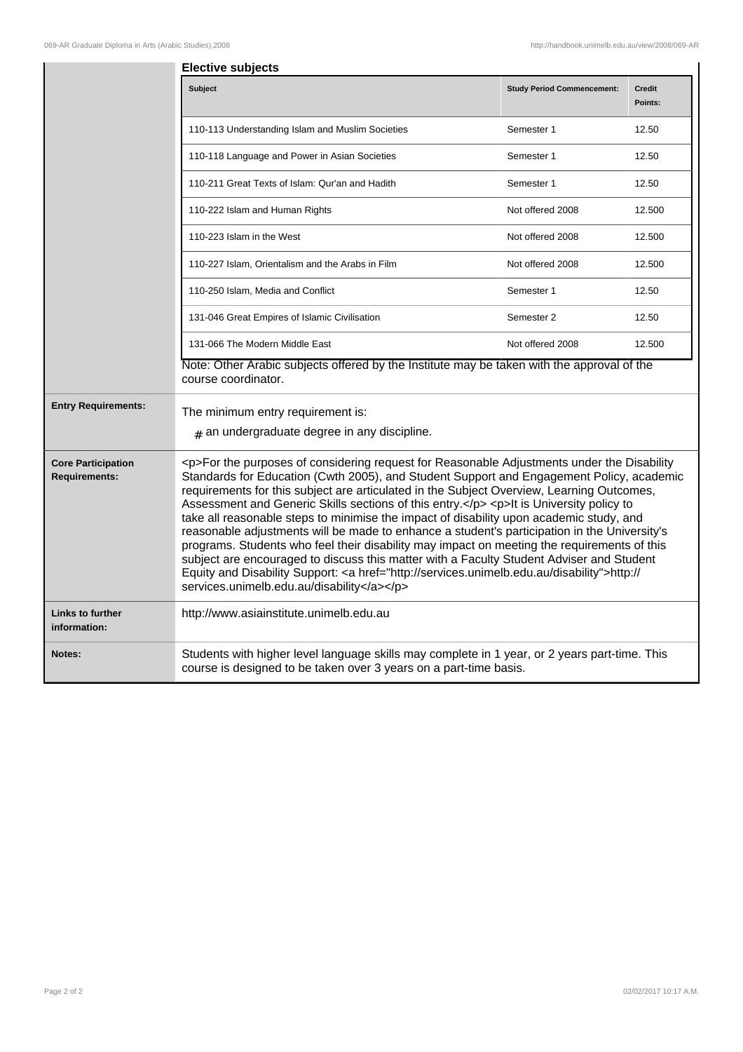### Elective subjects

| Subject | Study Period Commencement: | Credit Points: |
|---|---|---|
| 110-113 Understanding Islam and Muslim Societies | Semester 1 | 12.50 |
| 110-118 Language and Power in Asian Societies | Semester 1 | 12.50 |
| 110-211 Great Texts of Islam: Qur'an and Hadith | Semester 1 | 12.50 |
| 110-222 Islam and Human Rights | Not offered 2008 | 12.500 |
| 110-223 Islam in the West | Not offered 2008 | 12.500 |
| 110-227 Islam, Orientalism and the Arabs in Film | Not offered 2008 | 12.500 |
| 110-250 Islam, Media and Conflict | Semester 1 | 12.50 |
| 131-046 Great Empires of Islamic Civilisation | Semester 2 | 12.50 |
| 131-066 The Modern Middle East | Not offered 2008 | 12.500 |

Note: Other Arabic subjects offered by the Institute may be taken with the approval of the course coordinator.

**Entry Requirements:**

The minimum entry requirement is:

# an undergraduate degree in any discipline.

**Core Participation Requirements:**

<p>For the purposes of considering request for Reasonable Adjustments under the Disability Standards for Education (Cwth 2005), and Student Support and Engagement Policy, academic requirements for this subject are articulated in the Subject Overview, Learning Outcomes, Assessment and Generic Skills sections of this entry.</p> <p>It is University policy to take all reasonable steps to minimise the impact of disability upon academic study, and reasonable adjustments will be made to enhance a student's participation in the University's programs. Students who feel their disability may impact on meeting the requirements of this subject are encouraged to discuss this matter with a Faculty Student Adviser and Student Equity and Disability Support: <a href="http://services.unimelb.edu.au/disability">http://services.unimelb.edu.au/disability</a></p>

**Links to further information:**

http://www.asiainstitute.unimelb.edu.au

**Notes:**

Students with higher level language skills may complete in 1 year, or 2 years part-time. This course is designed to be taken over 3 years on a part-time basis.